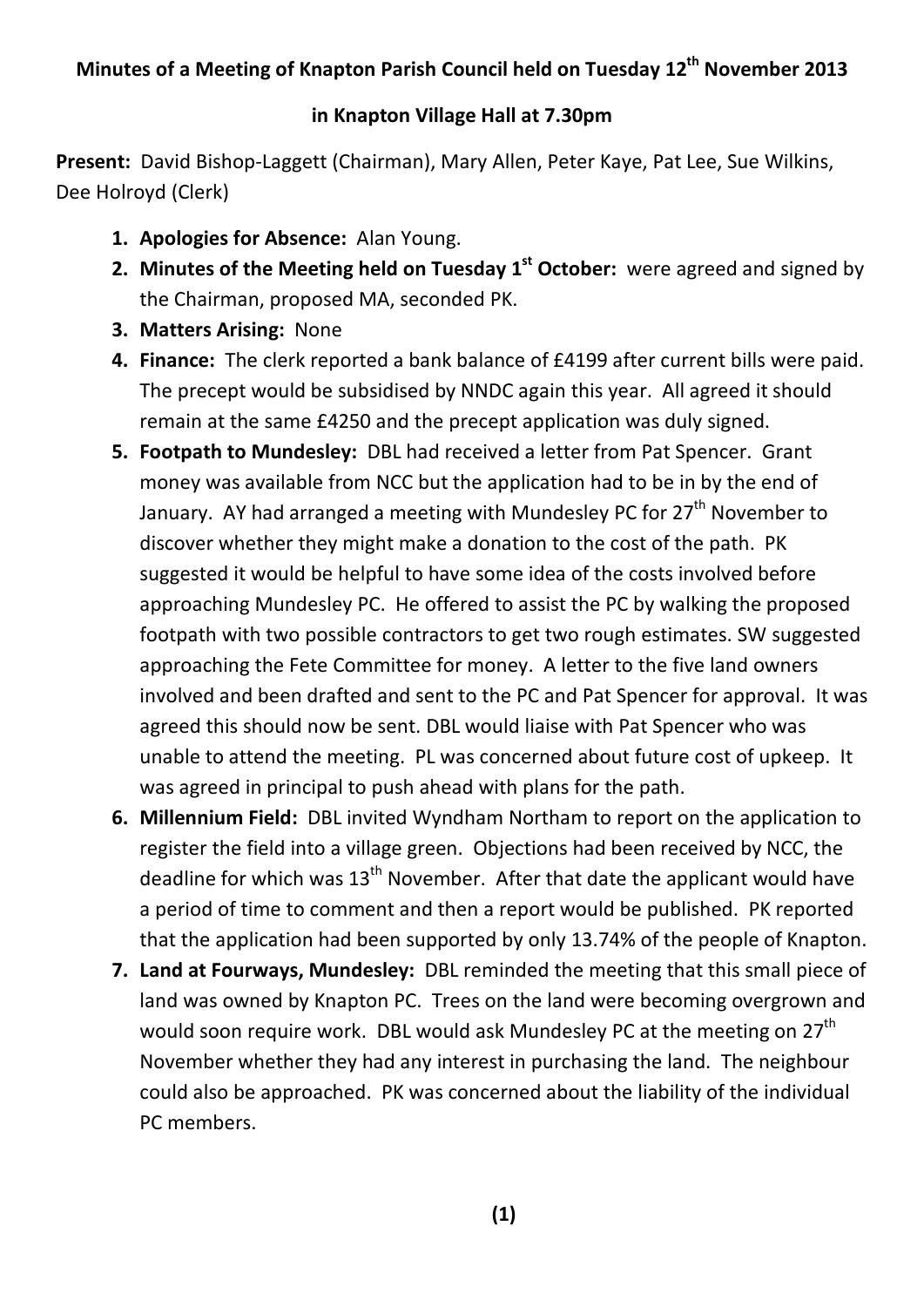**Minutes of a Meeting of Knapton Parish Council held on Tuesday 12th November 2013**

**in Knapton Village Hall at 7.30pm**

**Present:** David Bishop-Laggett (Chairman), Mary Allen, Peter Kaye, Pat Lee, Sue Wilkins, Dee Holroyd (Clerk)

1. **Apologies for Absence:** Alan Young.
2. **Minutes of the Meeting held on Tuesday 1st October:** were agreed and signed by the Chairman, proposed MA, seconded PK.
3. **Matters Arising:** None
4. **Finance:** The clerk reported a bank balance of £4199 after current bills were paid. The precept would be subsidised by NNDC again this year. All agreed it should remain at the same £4250 and the precept application was duly signed.
5. **Footpath to Mundesley:** DBL had received a letter from Pat Spencer. Grant money was available from NCC but the application had to be in by the end of January. AY had arranged a meeting with Mundesley PC for 27th November to discover whether they might make a donation to the cost of the path. PK suggested it would be helpful to have some idea of the costs involved before approaching Mundesley PC. He offered to assist the PC by walking the proposed footpath with two possible contractors to get two rough estimates. SW suggested approaching the Fete Committee for money. A letter to the five land owners involved and been drafted and sent to the PC and Pat Spencer for approval. It was agreed this should now be sent. DBL would liaise with Pat Spencer who was unable to attend the meeting. PL was concerned about future cost of upkeep. It was agreed in principal to push ahead with plans for the path.
6. **Millennium Field:** DBL invited Wyndham Northam to report on the application to register the field into a village green. Objections had been received by NCC, the deadline for which was 13th November. After that date the applicant would have a period of time to comment and then a report would be published. PK reported that the application had been supported by only 13.74% of the people of Knapton.
7. **Land at Fourways, Mundesley:** DBL reminded the meeting that this small piece of land was owned by Knapton PC. Trees on the land were becoming overgrown and would soon require work. DBL would ask Mundesley PC at the meeting on 27th November whether they had any interest in purchasing the land. The neighbour could also be approached. PK was concerned about the liability of the individual PC members.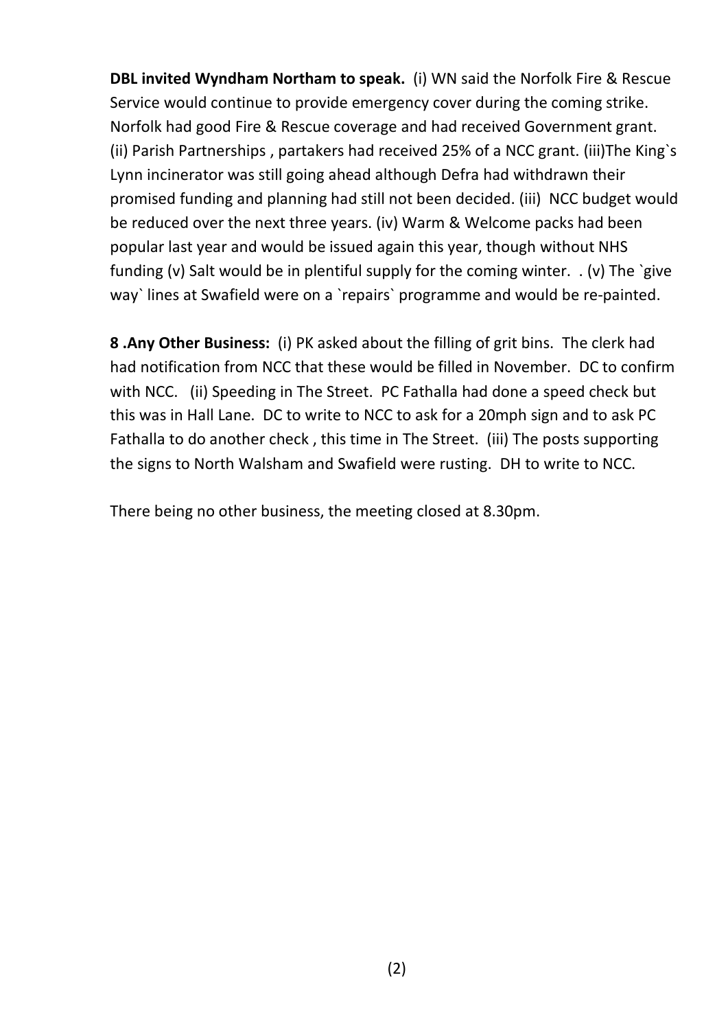**DBL invited Wyndham Northam to speak.** (i) WN said the Norfolk Fire & Rescue Service would continue to provide emergency cover during the coming strike. Norfolk had good Fire & Rescue coverage and had received Government grant. (ii) Parish Partnerships , partakers had received 25% of a NCC grant. (iii)The King`s Lynn incinerator was still going ahead although Defra had withdrawn their promised funding and planning had still not been decided. (iii) NCC budget would be reduced over the next three years. (iv) Warm & Welcome packs had been popular last year and would be issued again this year, though without NHS funding (v) Salt would be in plentiful supply for the coming winter. . (v) The `give way` lines at Swafield were on a `repairs` programme and would be re-painted.

**8 .Any Other Business:** (i) PK asked about the filling of grit bins. The clerk had had notification from NCC that these would be filled in November. DC to confirm with NCC. (ii) Speeding in The Street. PC Fathalla had done a speed check but this was in Hall Lane. DC to write to NCC to ask for a 20mph sign and to ask PC Fathalla to do another check , this time in The Street. (iii) The posts supporting the signs to North Walsham and Swafield were rusting. DH to write to NCC.

There being no other business, the meeting closed at 8.30pm.